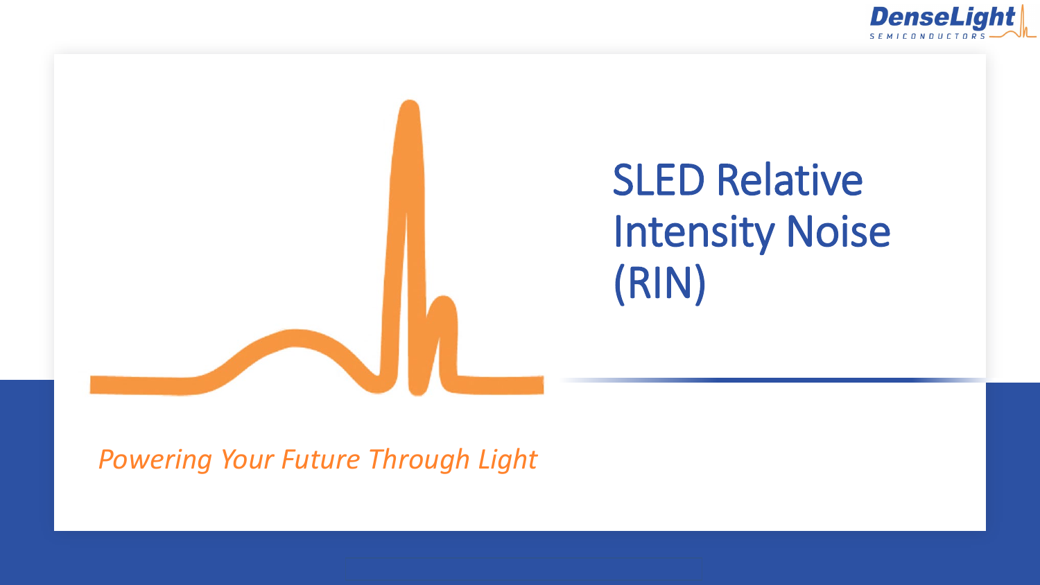# SLED Relative Intensity Noise (RIN)

*Powering Your Future Through Light*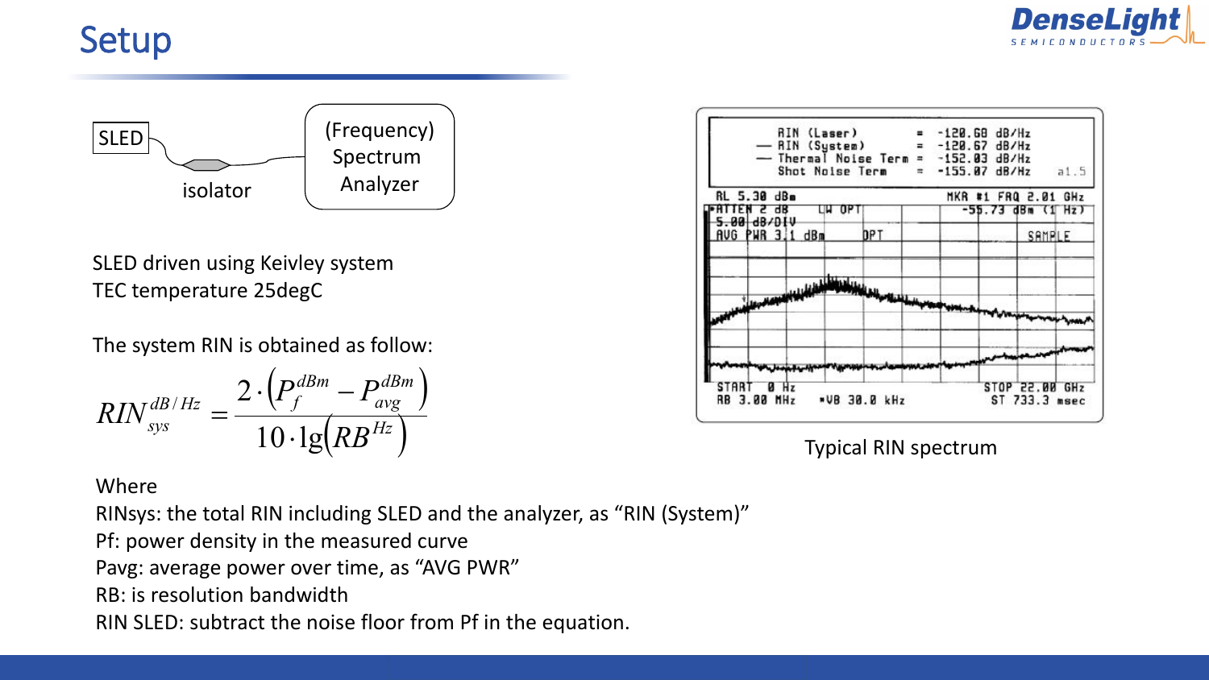# Setup

SLED

isolator

(Frequency) Spectrum Analyzer

SLED driven using Keivley system
TEC temperature 25degC

The system RIN is obtained as follow:

$$RIN_{sys}^{dB/Hz} = \frac{2 \cdot \left(P_f^{dBm} - P_{avg}^{dBm}\right)}{10 \cdot \lg\left(RB^{Hz}\right)}$$

Where
RINsys: the total RIN including SLED and the analyzer, as "RIN (System)"
Pf: power density in the measured curve
Pavg: average power over time, as "AVG PWR"
RB: is resolution bandwidth
RIN SLED: subtract the noise floor from Pf in the equation.

```
RIN (Laser)          = -120.68 dB/Hz
— RIN (System)       = -120.67 dB/Hz
— Thermal Noise Term = -152.03 dB/Hz
Shot Noise Term      = -155.07 dB/Hz     a1.5

RL 5.30 dBm                    MKR #1 FRQ 2.01 GHz
ATTEN 2 dB        LW OPT       -55.73 dBm (1 Hz)
5.00 dB/DIV
AVG PWR 3.1 dBm   OPT          SAMPLE

START  0 Hz                    STOP 22.00 GHz
RB 3.00 MHz   *VB 30.0 kHz     ST 733.3 msec
```

Typical RIN spectrum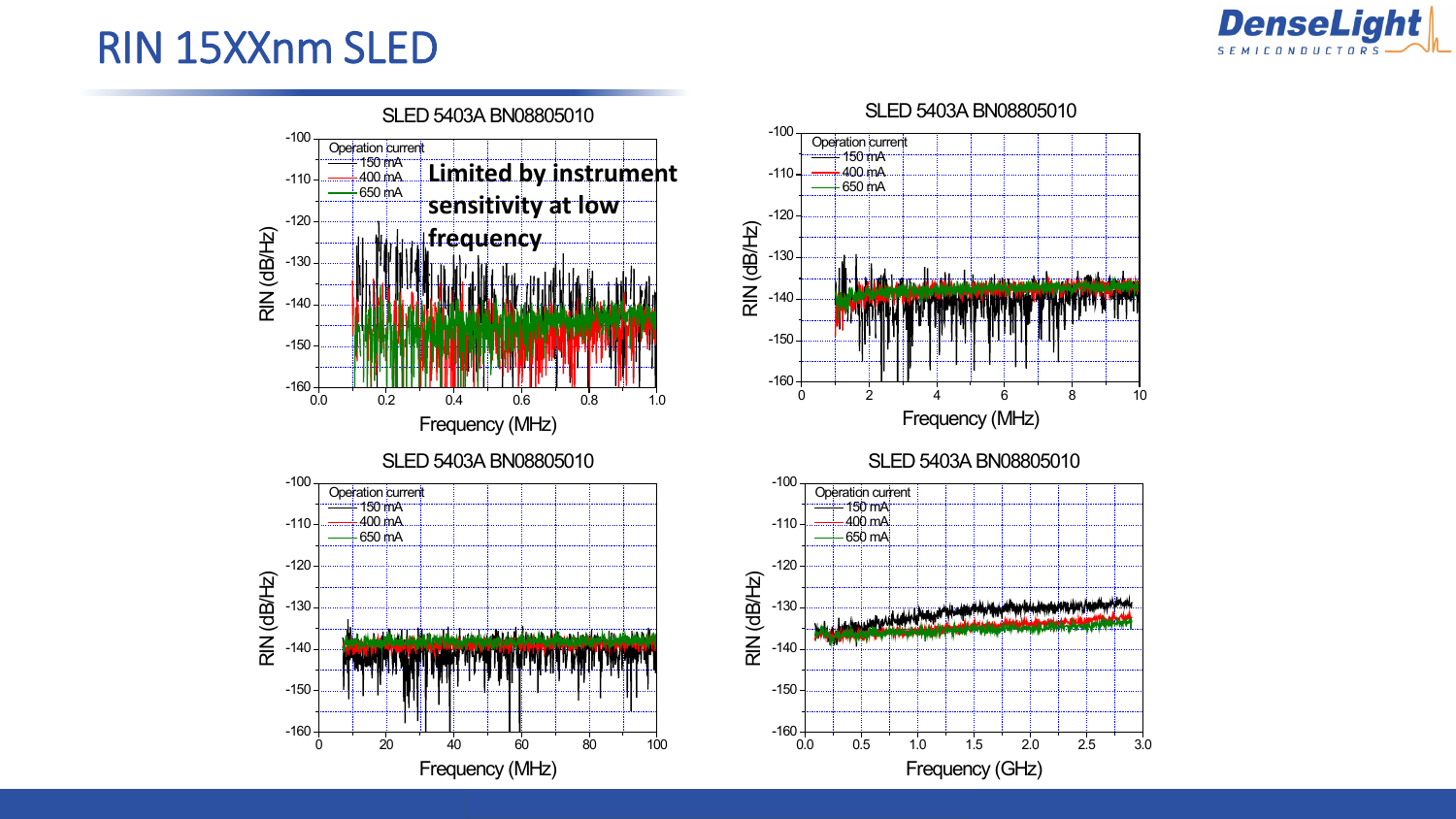# RIN 15XXnm SLED

SLED 5403A BN08805010

Operation current
- 150 mA
- 400 mA
- 650 mA

**Limited by instrument sensitivity at low frequency**

RIN (dB/Hz) vs Frequency (MHz), 0.0–1.0

SLED 5403A BN08805010

Operation current
- 150 mA
- 400 mA
- 650 mA

RIN (dB/Hz) vs Frequency (MHz), 0–10

SLED 5403A BN08805010

Operation current
- 150 mA
- 400 mA
- 650 mA

RIN (dB/Hz) vs Frequency (MHz), 0–100

SLED 5403A BN08805010

Operation current
- 150 mA
- 400 mA
- 650 mA

RIN (dB/Hz) vs Frequency (GHz), 0.0–3.0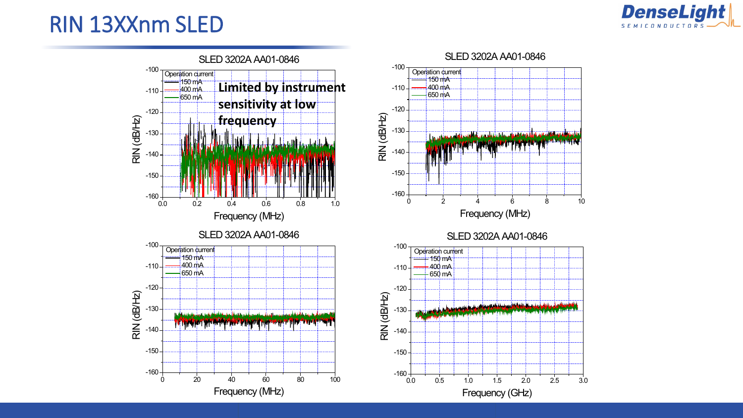# RIN 13XXnm SLED

SLED 3202A AA01-0846

RIN (dB/Hz)

-100
-110
-120
-130
-140
-150
-160

Frequency (MHz)

0.0
0.2
0.4
0.6
0.8
1.0

Operation current
150 mA
400 mA
650 mA

**Limited by instrument sensitivity at low frequency**

SLED 3202A AA01-0846

RIN (dB/Hz)

-100
-110
-120
-130
-140
-150
-160

Frequency (MHz)

0
2
4
6
8
10

Operation current
150 mA
400 mA
650 mA

SLED 3202A AA01-0846

RIN (dB/Hz)

-100
-110
-120
-130
-140
-150
-160

Frequency (MHz)

0
20
40
60
80
100

Operation current
150 mA
400 mA
650 mA

SLED 3202A AA01-0846

RIN (dB/Hz)

-100
-110
-120
-130
-140
-150
-160

Frequency (GHz)

0.0
0.5
1.0
1.5
2.0
2.5
3.0

Operation current
150 mA
400 mA
650 mA